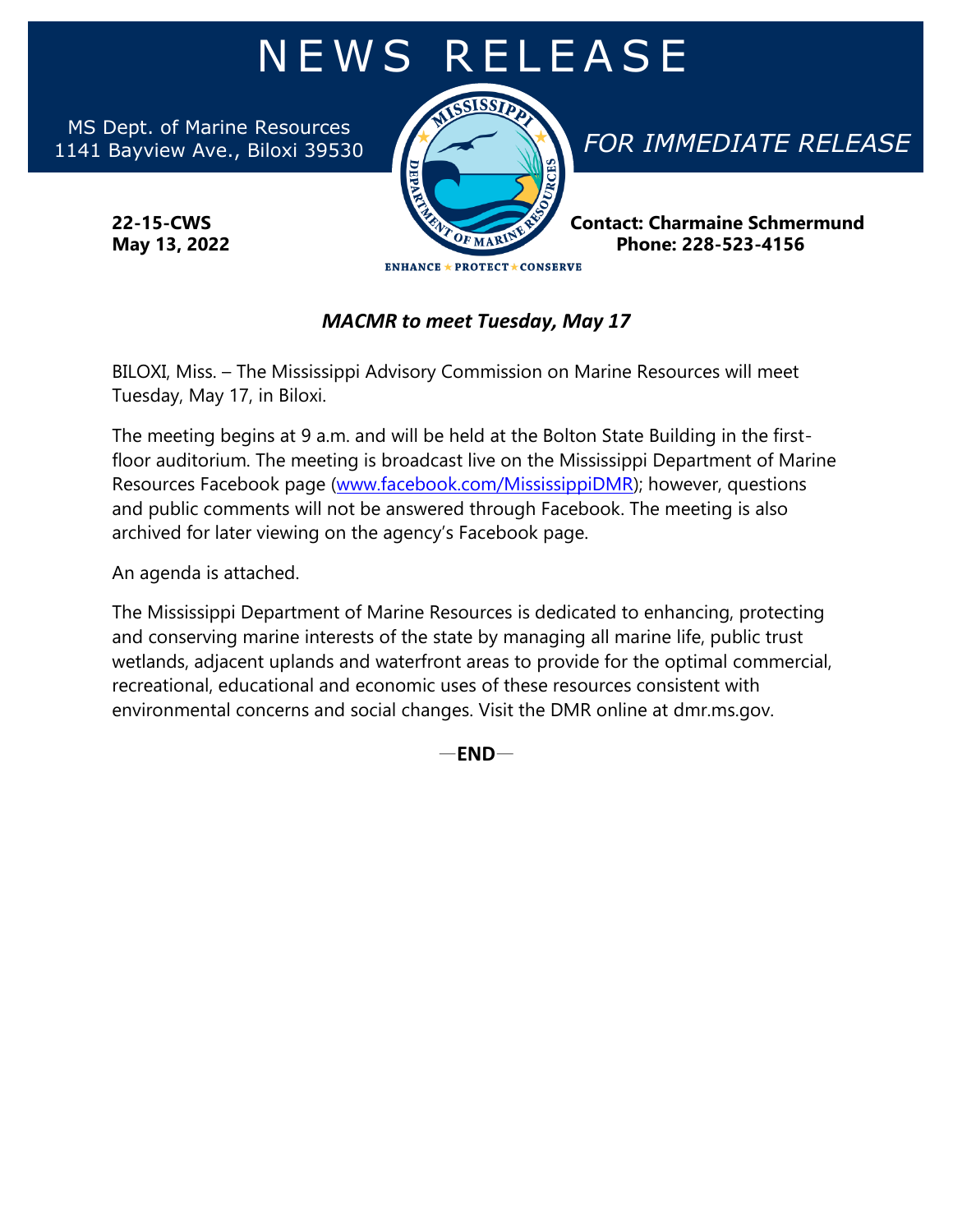# NEWS RELEASE

MS Dept. of Marine Resources
1141 Bayview Ave., Biloxi 39530

*FOR IMMEDIATE RELEASE*

ENHANCE ★ PROTECT ★ CONSERVE

**22-15-CWS**
**May 13, 2022**

**Contact: Charmaine Schmermund**
**Phone: 228-523-4156**

## *MACMR to meet Tuesday, May 17*

BILOXI, Miss. – The Mississippi Advisory Commission on Marine Resources will meet Tuesday, May 17, in Biloxi.

The meeting begins at 9 a.m. and will be held at the Bolton State Building in the first-floor auditorium. The meeting is broadcast live on the Mississippi Department of Marine Resources Facebook page (www.facebook.com/MississippiDMR); however, questions and public comments will not be answered through Facebook. The meeting is also archived for later viewing on the agency's Facebook page.

An agenda is attached.

The Mississippi Department of Marine Resources is dedicated to enhancing, protecting and conserving marine interests of the state by managing all marine life, public trust wetlands, adjacent uplands and waterfront areas to provide for the optimal commercial, recreational, educational and economic uses of these resources consistent with environmental concerns and social changes. Visit the DMR online at dmr.ms.gov.

—**END**—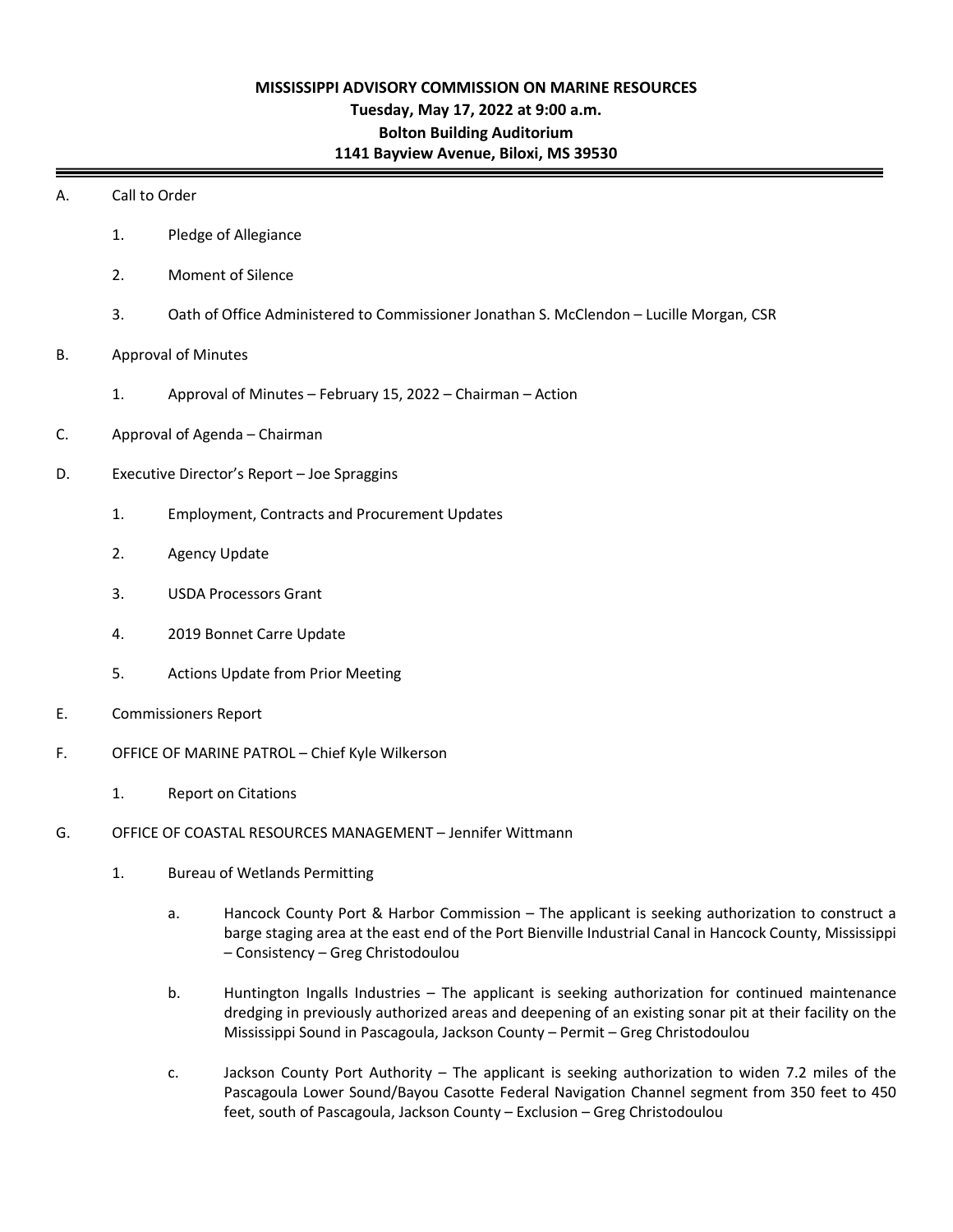**MISSISSIPPI ADVISORY COMMISSION ON MARINE RESOURCES**
**Tuesday, May 17, 2022 at 9:00 a.m.**
**Bolton Building Auditorium**
**1141 Bayview Avenue, Biloxi, MS 39530**

---

A. Call to Order

1. Pledge of Allegiance
2. Moment of Silence
3. Oath of Office Administered to Commissioner Jonathan S. McClendon – Lucille Morgan, CSR

B. Approval of Minutes

1. Approval of Minutes – February 15, 2022 – Chairman – Action

C. Approval of Agenda – Chairman

D. Executive Director's Report – Joe Spraggins

1. Employment, Contracts and Procurement Updates
2. Agency Update
3. USDA Processors Grant
4. 2019 Bonnet Carre Update
5. Actions Update from Prior Meeting

E. Commissioners Report

F. OFFICE OF MARINE PATROL – Chief Kyle Wilkerson

1. Report on Citations

G. OFFICE OF COASTAL RESOURCES MANAGEMENT – Jennifer Wittmann

1. Bureau of Wetlands Permitting

   a. Hancock County Port & Harbor Commission – The applicant is seeking authorization to construct a barge staging area at the east end of the Port Bienville Industrial Canal in Hancock County, Mississippi – Consistency – Greg Christodoulou

   b. Huntington Ingalls Industries – The applicant is seeking authorization for continued maintenance dredging in previously authorized areas and deepening of an existing sonar pit at their facility on the Mississippi Sound in Pascagoula, Jackson County – Permit – Greg Christodoulou

   c. Jackson County Port Authority – The applicant is seeking authorization to widen 7.2 miles of the Pascagoula Lower Sound/Bayou Casotte Federal Navigation Channel segment from 350 feet to 450 feet, south of Pascagoula, Jackson County – Exclusion – Greg Christodoulou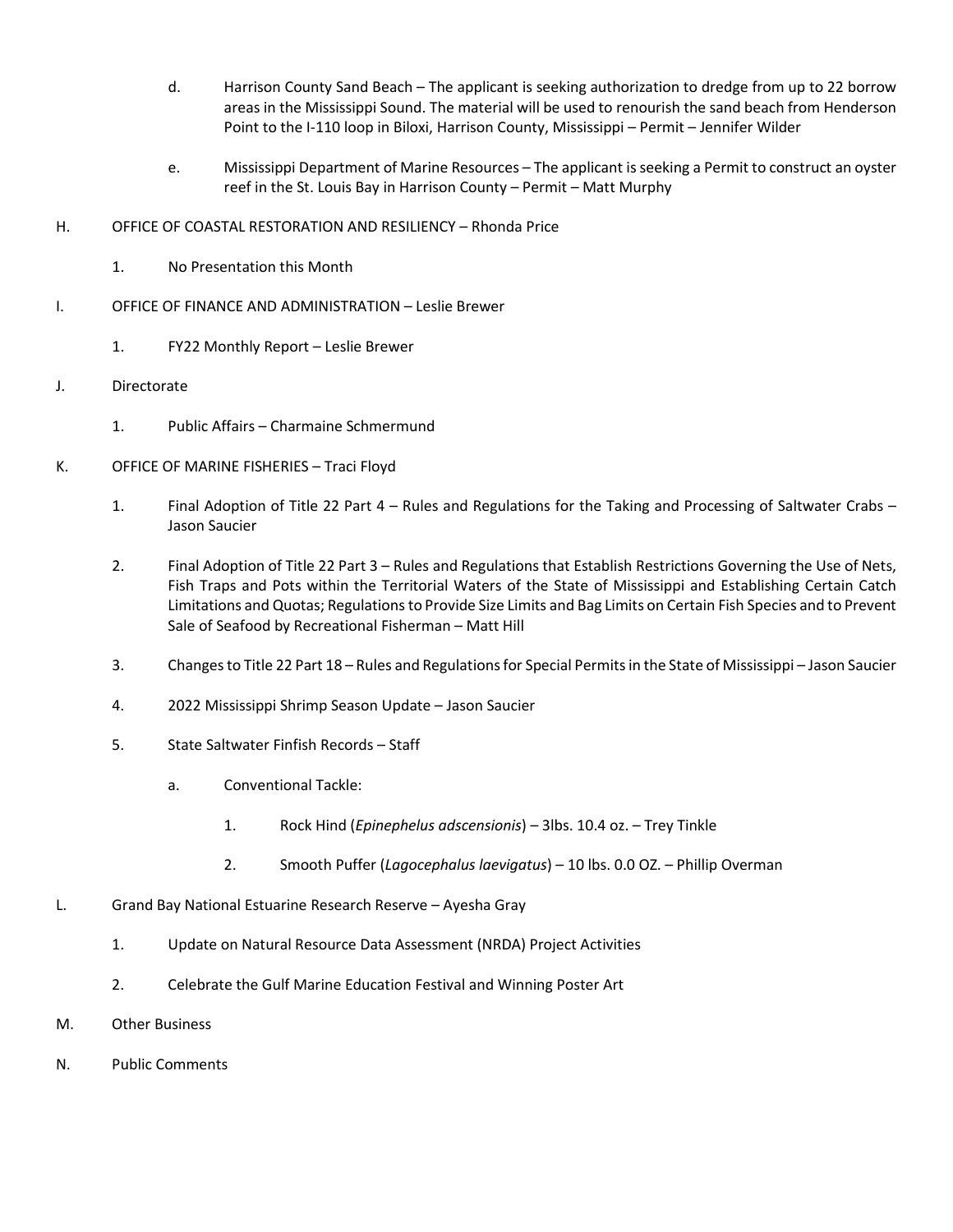d. Harrison County Sand Beach – The applicant is seeking authorization to dredge from up to 22 borrow areas in the Mississippi Sound. The material will be used to renourish the sand beach from Henderson Point to the I-110 loop in Biloxi, Harrison County, Mississippi – Permit – Jennifer Wilder

e. Mississippi Department of Marine Resources – The applicant is seeking a Permit to construct an oyster reef in the St. Louis Bay in Harrison County – Permit – Matt Murphy

H. OFFICE OF COASTAL RESTORATION AND RESILIENCY – Rhonda Price

1. No Presentation this Month

I. OFFICE OF FINANCE AND ADMINISTRATION – Leslie Brewer

1. FY22 Monthly Report – Leslie Brewer

J. Directorate

1. Public Affairs – Charmaine Schmermund

K. OFFICE OF MARINE FISHERIES – Traci Floyd

1. Final Adoption of Title 22 Part 4 – Rules and Regulations for the Taking and Processing of Saltwater Crabs – Jason Saucier

2. Final Adoption of Title 22 Part 3 – Rules and Regulations that Establish Restrictions Governing the Use of Nets, Fish Traps and Pots within the Territorial Waters of the State of Mississippi and Establishing Certain Catch Limitations and Quotas; Regulations to Provide Size Limits and Bag Limits on Certain Fish Species and to Prevent Sale of Seafood by Recreational Fisherman – Matt Hill

3. Changes to Title 22 Part 18 – Rules and Regulations for Special Permits in the State of Mississippi – Jason Saucier

4. 2022 Mississippi Shrimp Season Update – Jason Saucier

5. State Saltwater Finfish Records – Staff

   a. Conventional Tackle:

      1. Rock Hind (*Epinephelus adscensionis*) – 3lbs. 10.4 oz. – Trey Tinkle

      2. Smooth Puffer (*Lagocephalus laevigatus*) – 10 lbs. 0.0 OZ. – Phillip Overman

L. Grand Bay National Estuarine Research Reserve – Ayesha Gray

1. Update on Natural Resource Data Assessment (NRDA) Project Activities

2. Celebrate the Gulf Marine Education Festival and Winning Poster Art

M. Other Business

N. Public Comments